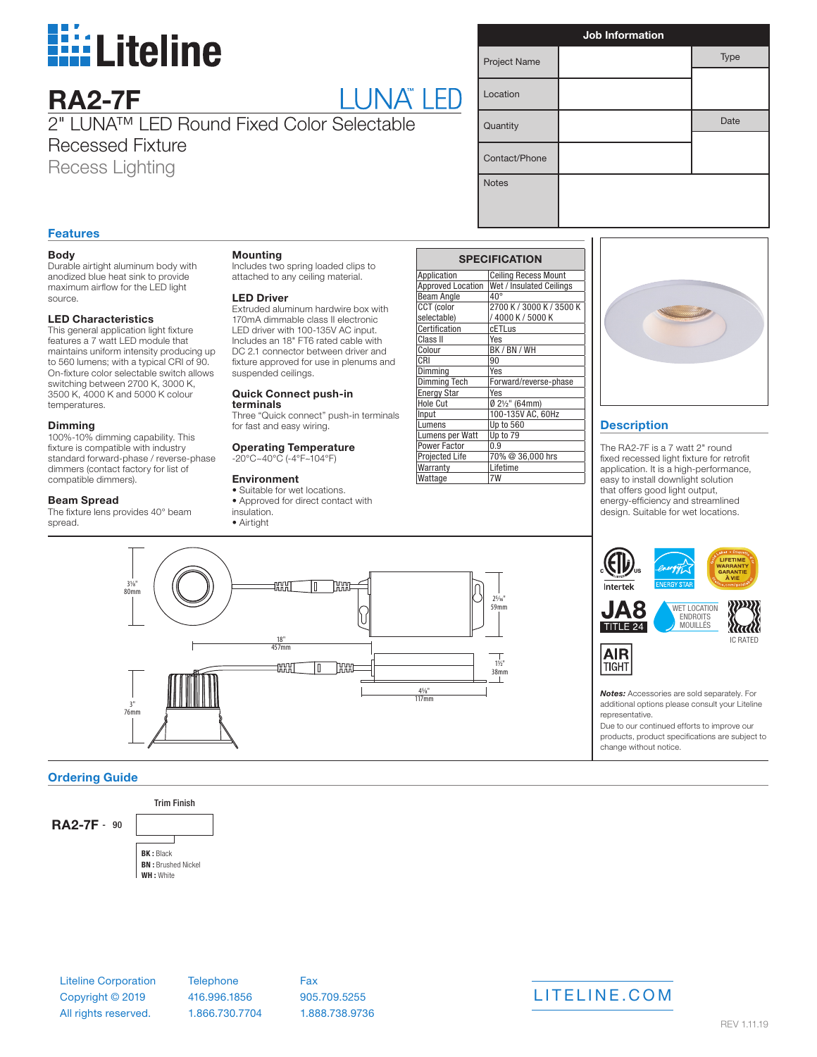# Liteline

## RA2-7F

## LUNA™ LED

2" LUNA™ LED Round Fixed Color Selectable Recessed Fixture

Recess Lighting

| Job Information | | |
|---|---|---|
| Project Name | | Type |
| Location | | |
| Quantity | | Date |
| Contact/Phone | | |
| Notes | | |

## Features

### Body
Durable airtight aluminum body with anodized blue heat sink to provide maximum airflow for the LED light source.

### LED Characteristics
This general application light fixture features a 7 watt LED module that maintains uniform intensity producing up to 560 lumens; with a typical CRI of 90. On-fixture color selectable switch allows switching between 2700 K, 3000 K, 3500 K, 4000 K and 5000 K colour temperatures.

### Dimming
100%-10% dimming capability. This fixture is compatible with industry standard forward-phase / reverse-phase dimmers (contact factory for list of compatible dimmers).

### Beam Spread
The fixture lens provides 40° beam spread.

### Mounting
Includes two spring loaded clips to attached to any ceiling material.

### LED Driver
Extruded aluminum hardwire box with 170mA dimmable class II electronic LED driver with 100-135V AC input. Includes an 18" FT6 rated cable with DC 2.1 connector between driver and fixture approved for use in plenums and suspended ceilings.

### Quick Connect push-in terminals
Three "Quick connect" push-in terminals for fast and easy wiring.

### Operating Temperature
-20°C~40°C (-4°F~104°F)

### Environment
- Suitable for wet locations.
- Approved for direct contact with insulation.
- Airtight

| SPECIFICATION | |
|---|---|
| Application | Ceiling Recess Mount |
| Approved Location | Wet / Insulated Ceilings |
| Beam Angle | 40° |
| CCT (color selectable) | 2700 K / 3000 K / 3500 K / 4000 K / 5000 K |
| Certification | cETLus |
| Class II | Yes |
| Colour | BK / BN / WH |
| CRI | 90 |
| Dimming | Yes |
| Dimming Tech | Forward/reverse-phase |
| Energy Star | Yes |
| Hole Cut | Ø 2½" (64mm) |
| Input | 100-135V AC, 60Hz |
| Lumens | Up to 560 |
| Lumens per Watt | Up to 79 |
| Power Factor | 0.9 |
| Projected Life | 70% @ 36,000 hrs |
| Warranty | Lifetime |
| Wattage | 7W |

## Description

The RA2-7F is a 7 watt 2" round fixed recessed light fixture for retrofit application. It is a high-performance, easy to install downlight solution that offers good light output, energy-efficiency and streamlined design. Suitable for wet locations.

3⅛" 80mm · 18" 457mm · 25⁄16" 59mm · 1½" 38mm · 4⅝" 117mm · 3" 76mm

Intertek · ENERGY STAR · LIFETIME WARRANTY GARANTIE À VIE · JA8 TITLE 24 · WET LOCATION ENDROITS MOUILLÉS · IC RATED · AIR TIGHT

***Notes:*** Accessories are sold separately. For additional options please consult your Liteline representative.

Due to our continued efforts to improve our products, product specifications are subject to change without notice.

## Ordering Guide

**RA2-7F** - **90** - Trim Finish

- **BK :** Black
- **BN :** Brushed Nickel
- **WH :** White

Liteline Corporation
Copyright © 2019
All rights reserved.

Telephone
416.996.1856
1.866.730.7704

Fax
905.709.5255
1.888.738.9736

LITELINE.COM

REV 1.11.19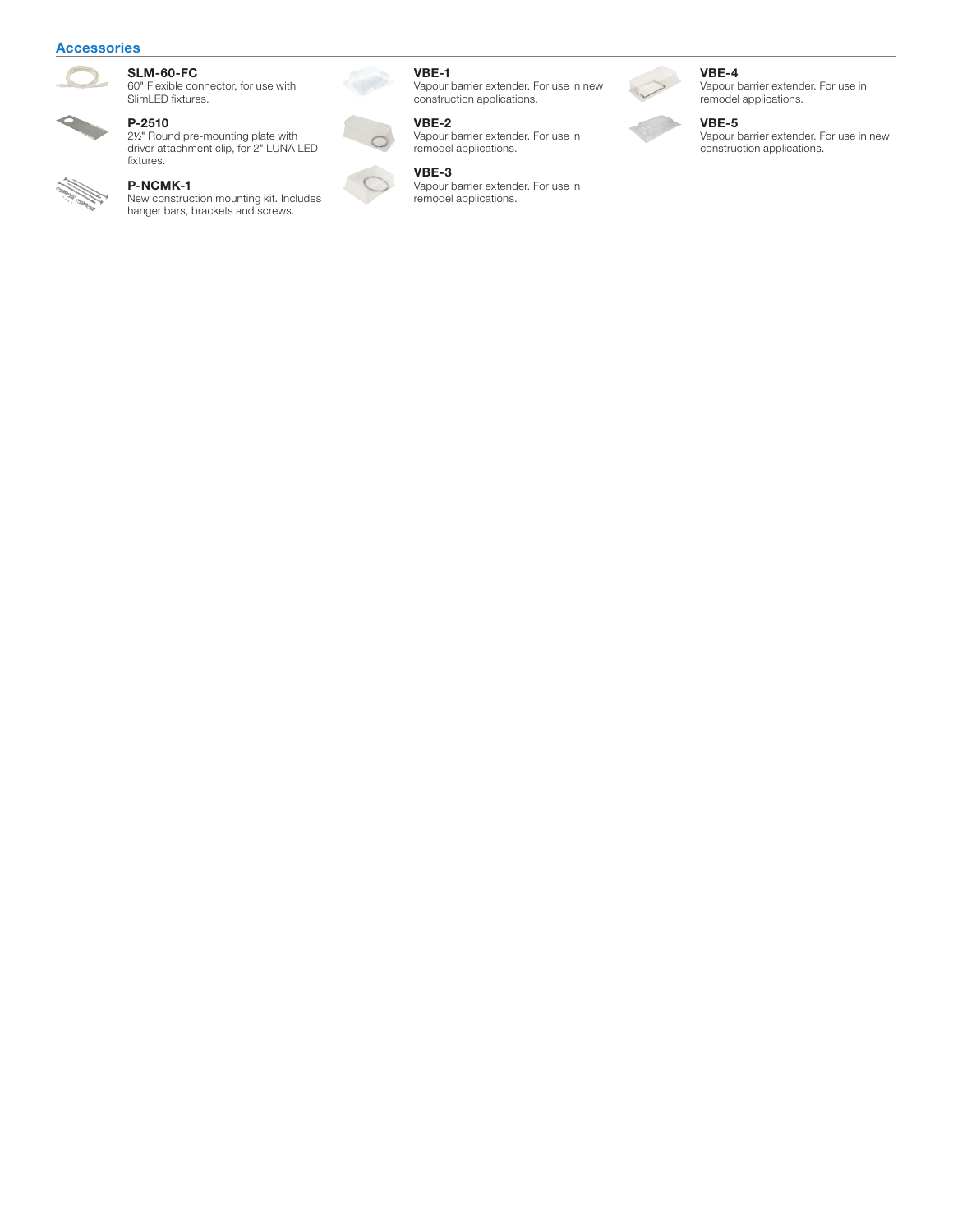## Accessories

**SLM-60-FC**
60" Flexible connector, for use with SlimLED fixtures.

**P-2510**
2½" Round pre-mounting plate with driver attachment clip, for 2" LUNA LED fixtures.

**P-NCMK-1**
New construction mounting kit. Includes hanger bars, brackets and screws.

**VBE-1**
Vapour barrier extender. For use in new construction applications.

**VBE-2**
Vapour barrier extender. For use in remodel applications.

**VBE-3**
Vapour barrier extender. For use in remodel applications.

**VBE-4**
Vapour barrier extender. For use in remodel applications.

**VBE-5**
Vapour barrier extender. For use in new construction applications.